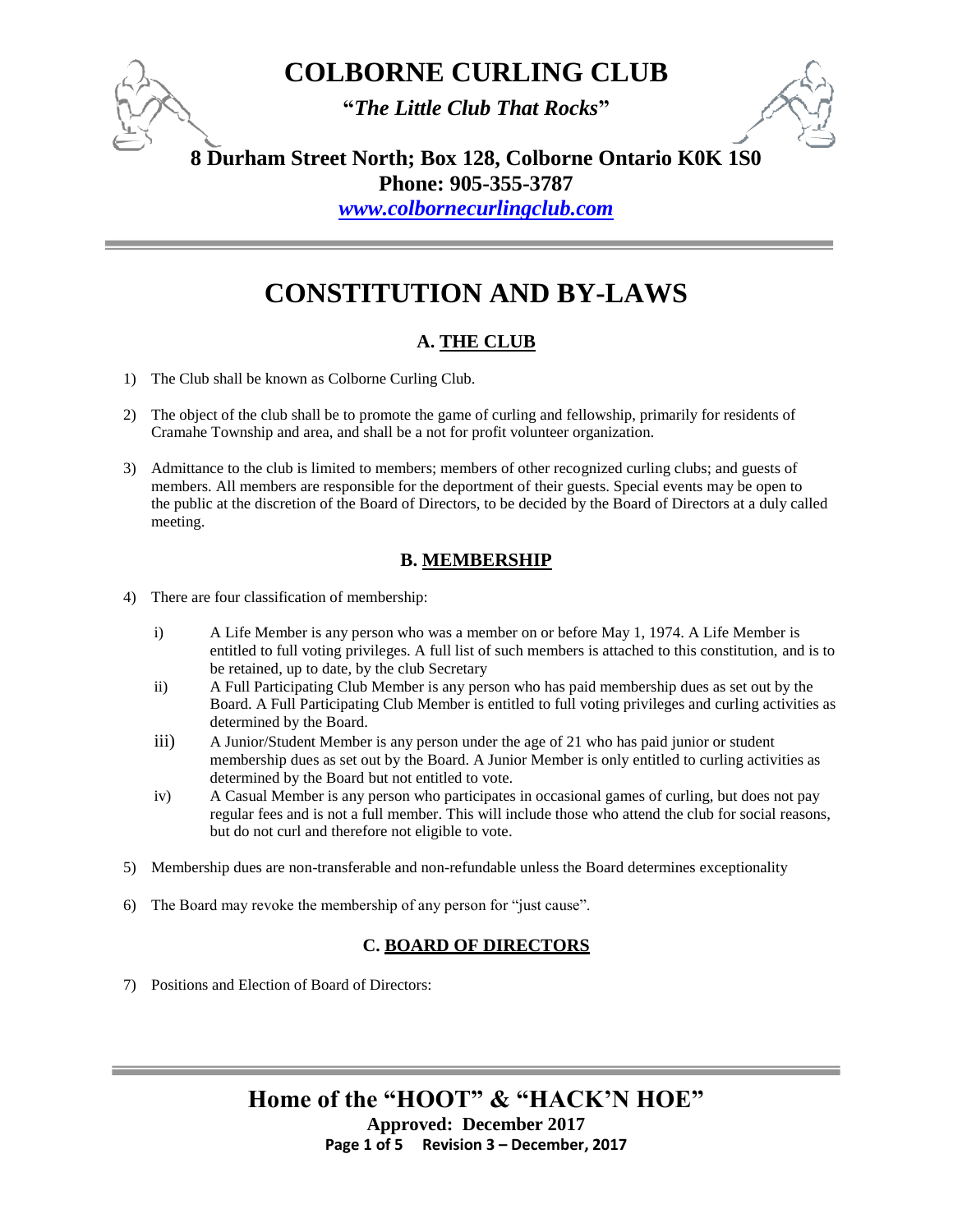# COLBORNE CURLING CLUB

**"*The Little Club That Rocks*"**

**8 Durham Street North; Box 128, Colborne Ontario K0K 1S0**
**Phone: 905-355-3787**
*www.colbornecurlingclub.com*

# CONSTITUTION AND BY-LAWS

## A. THE CLUB

1) The Club shall be known as Colborne Curling Club.

2) The object of the club shall be to promote the game of curling and fellowship, primarily for residents of Cramahe Township and area, and shall be a not for profit volunteer organization.

3) Admittance to the club is limited to members; members of other recognized curling clubs; and guests of members. All members are responsible for the deportment of their guests. Special events may be open to the public at the discretion of the Board of Directors, to be decided by the Board of Directors at a duly called meeting.

## B. MEMBERSHIP

4) There are four classification of membership:

   i) A Life Member is any person who was a member on or before May 1, 1974. A Life Member is entitled to full voting privileges. A full list of such members is attached to this constitution, and is to be retained, up to date, by the club Secretary

   ii) A Full Participating Club Member is any person who has paid membership dues as set out by the Board. A Full Participating Club Member is entitled to full voting privileges and curling activities as determined by the Board.

   iii) A Junior/Student Member is any person under the age of 21 who has paid junior or student membership dues as set out by the Board. A Junior Member is only entitled to curling activities as determined by the Board but not entitled to vote.

   iv) A Casual Member is any person who participates in occasional games of curling, but does not pay regular fees and is not a full member. This will include those who attend the club for social reasons, but do not curl and therefore not eligible to vote.

5) Membership dues are non-transferable and non-refundable unless the Board determines exceptionality

6) The Board may revoke the membership of any person for "just cause".

## C. BOARD OF DIRECTORS

7) Positions and Election of Board of Directors: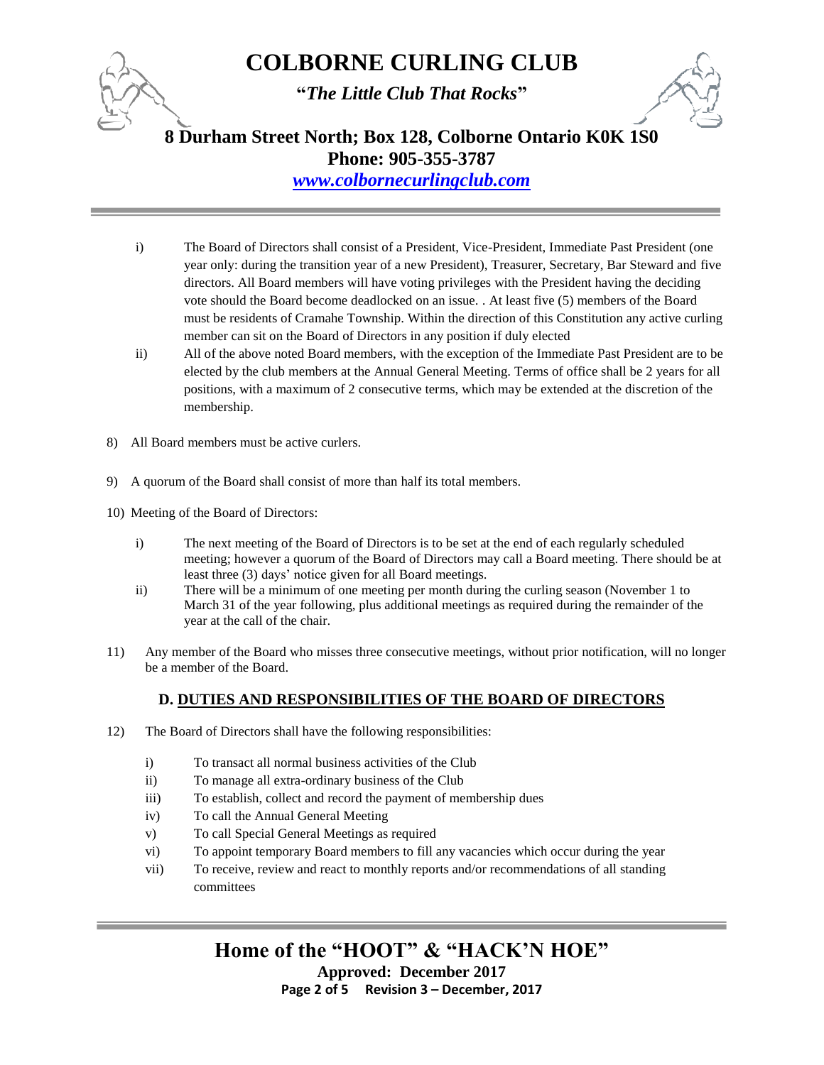i) The Board of Directors shall consist of a President, Vice-President, Immediate Past President (one year only: during the transition year of a new President), Treasurer, Secretary, Bar Steward and five directors. All Board members will have voting privileges with the President having the deciding vote should the Board become deadlocked on an issue. . At least five (5) members of the Board must be residents of Cramahe Township. Within the direction of this Constitution any active curling member can sit on the Board of Directors in any position if duly elected

ii) All of the above noted Board members, with the exception of the Immediate Past President are to be elected by the club members at the Annual General Meeting. Terms of office shall be 2 years for all positions, with a maximum of 2 consecutive terms, which may be extended at the discretion of the membership.

8) All Board members must be active curlers.

9) A quorum of the Board shall consist of more than half its total members.

10) Meeting of the Board of Directors:

i) The next meeting of the Board of Directors is to be set at the end of each regularly scheduled meeting; however a quorum of the Board of Directors may call a Board meeting. There should be at least three (3) days' notice given for all Board meetings.

ii) There will be a minimum of one meeting per month during the curling season (November 1 to March 31 of the year following, plus additional meetings as required during the remainder of the year at the call of the chair.

11) Any member of the Board who misses three consecutive meetings, without prior notification, will no longer be a member of the Board.

## D. DUTIES AND RESPONSIBILITIES OF THE BOARD OF DIRECTORS

12) The Board of Directors shall have the following responsibilities:

i) To transact all normal business activities of the Club
ii) To manage all extra-ordinary business of the Club
iii) To establish, collect and record the payment of membership dues
iv) To call the Annual General Meeting
v) To call Special General Meetings as required
vi) To appoint temporary Board members to fill any vacancies which occur during the year
vii) To receive, review and react to monthly reports and/or recommendations of all standing committees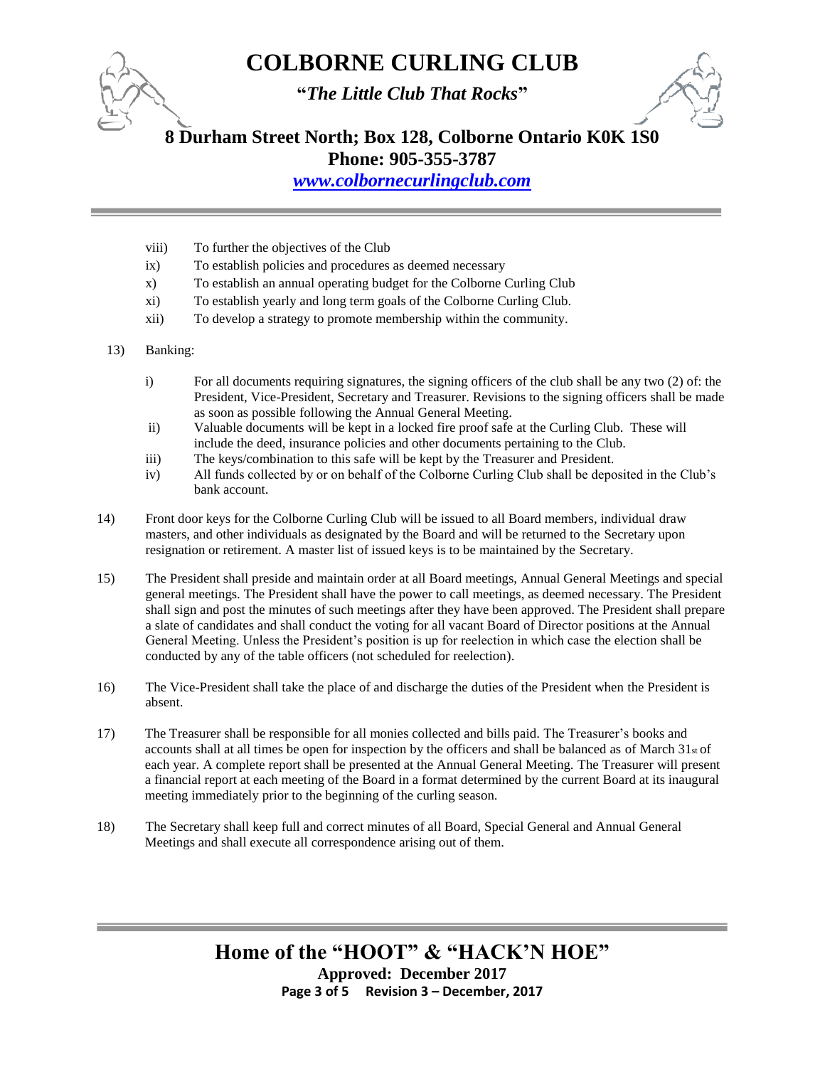viii) To further the objectives of the Club

ix) To establish policies and procedures as deemed necessary

x) To establish an annual operating budget for the Colborne Curling Club

xi) To establish yearly and long term goals of the Colborne Curling Club.

xii) To develop a strategy to promote membership within the community.

13) Banking:

i) For all documents requiring signatures, the signing officers of the club shall be any two (2) of: the President, Vice-President, Secretary and Treasurer. Revisions to the signing officers shall be made as soon as possible following the Annual General Meeting.

ii) Valuable documents will be kept in a locked fire proof safe at the Curling Club. These will include the deed, insurance policies and other documents pertaining to the Club.

iii) The keys/combination to this safe will be kept by the Treasurer and President.

iv) All funds collected by or on behalf of the Colborne Curling Club shall be deposited in the Club's bank account.

14) Front door keys for the Colborne Curling Club will be issued to all Board members, individual draw masters, and other individuals as designated by the Board and will be returned to the Secretary upon resignation or retirement. A master list of issued keys is to be maintained by the Secretary.

15) The President shall preside and maintain order at all Board meetings, Annual General Meetings and special general meetings. The President shall have the power to call meetings, as deemed necessary. The President shall sign and post the minutes of such meetings after they have been approved. The President shall prepare a slate of candidates and shall conduct the voting for all vacant Board of Director positions at the Annual General Meeting. Unless the President's position is up for reelection in which case the election shall be conducted by any of the table officers (not scheduled for reelection).

16) The Vice-President shall take the place of and discharge the duties of the President when the President is absent.

17) The Treasurer shall be responsible for all monies collected and bills paid. The Treasurer's books and accounts shall at all times be open for inspection by the officers and shall be balanced as of March 31st of each year. A complete report shall be presented at the Annual General Meeting. The Treasurer will present a financial report at each meeting of the Board in a format determined by the current Board at its inaugural meeting immediately prior to the beginning of the curling season.

18) The Secretary shall keep full and correct minutes of all Board, Special General and Annual General Meetings and shall execute all correspondence arising out of them.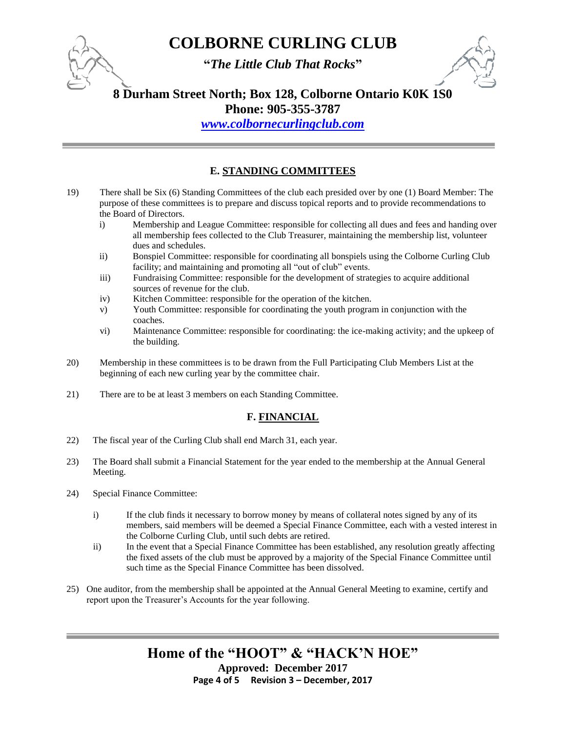## E. STANDING COMMITTEES

19) There shall be Six (6) Standing Committees of the club each presided over by one (1) Board Member: The purpose of these committees is to prepare and discuss topical reports and to provide recommendations to the Board of Directors.

   i) Membership and League Committee: responsible for collecting all dues and fees and handing over all membership fees collected to the Club Treasurer, maintaining the membership list, volunteer dues and schedules.
   
   ii) Bonspiel Committee: responsible for coordinating all bonspiels using the Colborne Curling Club facility; and maintaining and promoting all "out of club" events.
   
   iii) Fundraising Committee: responsible for the development of strategies to acquire additional sources of revenue for the club.
   
   iv) Kitchen Committee: responsible for the operation of the kitchen.
   
   v) Youth Committee: responsible for coordinating the youth program in conjunction with the coaches.
   
   vi) Maintenance Committee: responsible for coordinating: the ice-making activity; and the upkeep of the building.

20) Membership in these committees is to be drawn from the Full Participating Club Members List at the beginning of each new curling year by the committee chair.

21) There are to be at least 3 members on each Standing Committee.

## F. FINANCIAL

22) The fiscal year of the Curling Club shall end March 31, each year.

23) The Board shall submit a Financial Statement for the year ended to the membership at the Annual General Meeting.

24) Special Finance Committee:

   i) If the club finds it necessary to borrow money by means of collateral notes signed by any of its members, said members will be deemed a Special Finance Committee, each with a vested interest in the Colborne Curling Club, until such debts are retired.
   
   ii) In the event that a Special Finance Committee has been established, any resolution greatly affecting the fixed assets of the club must be approved by a majority of the Special Finance Committee until such time as the Special Finance Committee has been dissolved.

25) One auditor, from the membership shall be appointed at the Annual General Meeting to examine, certify and report upon the Treasurer's Accounts for the year following.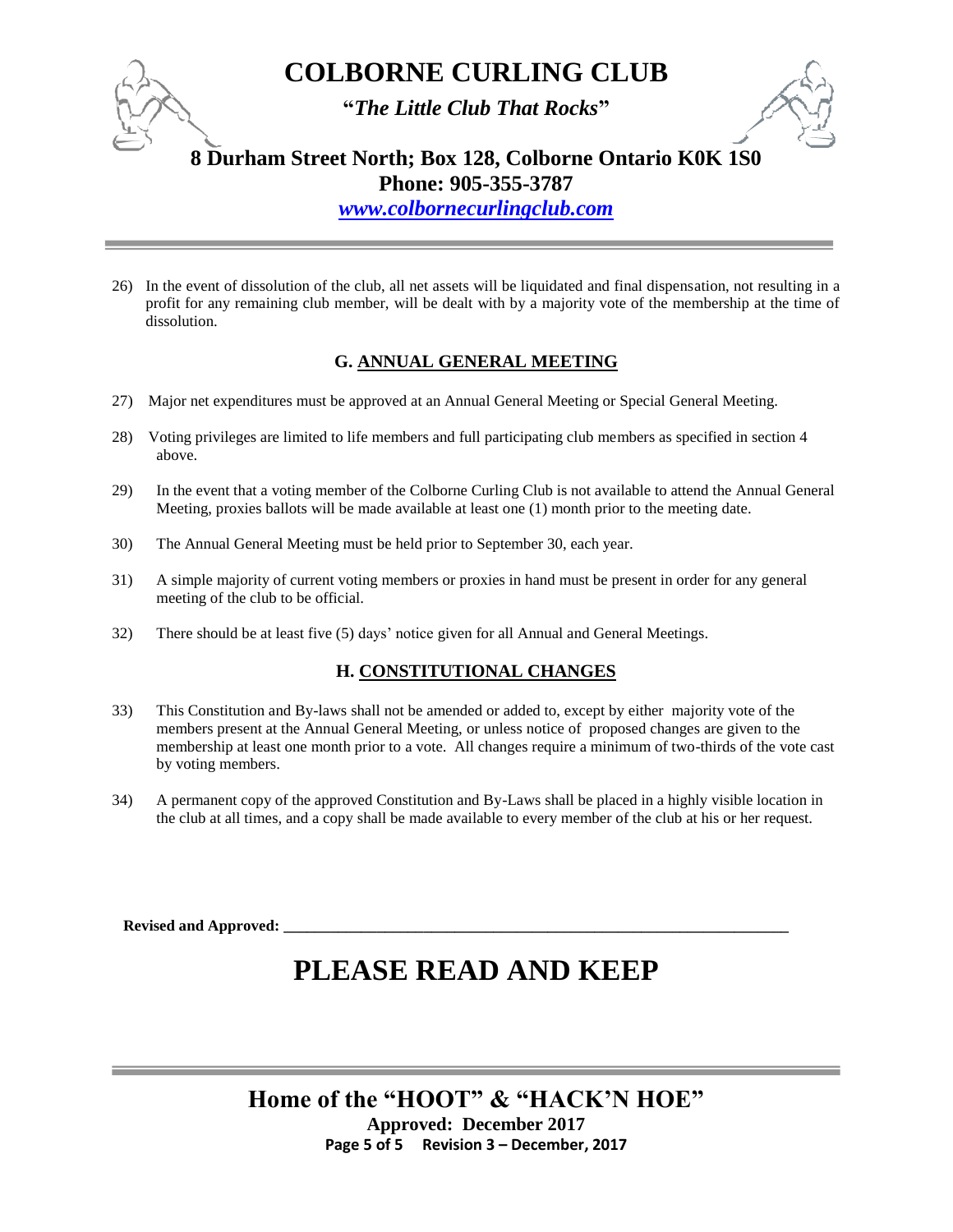26) In the event of dissolution of the club, all net assets will be liquidated and final dispensation, not resulting in a profit for any remaining club member, will be dealt with by a majority vote of the membership at the time of dissolution.

## G. ANNUAL GENERAL MEETING

27) Major net expenditures must be approved at an Annual General Meeting or Special General Meeting.

28) Voting privileges are limited to life members and full participating club members as specified in section 4 above.

29) In the event that a voting member of the Colborne Curling Club is not available to attend the Annual General Meeting, proxies ballots will be made available at least one (1) month prior to the meeting date.

30) The Annual General Meeting must be held prior to September 30, each year.

31) A simple majority of current voting members or proxies in hand must be present in order for any general meeting of the club to be official.

32) There should be at least five (5) days' notice given for all Annual and General Meetings.

## H. CONSTITUTIONAL CHANGES

33) This Constitution and By-laws shall not be amended or added to, except by either majority vote of the members present at the Annual General Meeting, or unless notice of proposed changes are given to the membership at least one month prior to a vote. All changes require a minimum of two-thirds of the vote cast by voting members.

34) A permanent copy of the approved Constitution and By-Laws shall be placed in a highly visible location in the club at all times, and a copy shall be made available to every member of the club at his or her request.

**Revised and Approved:** ______________________________________________________________

# PLEASE READ AND KEEP

**Home of the "HOOT" & "HACK'N HOE"**

**Approved: December 2017**

**Revision 3 – December, 2017**